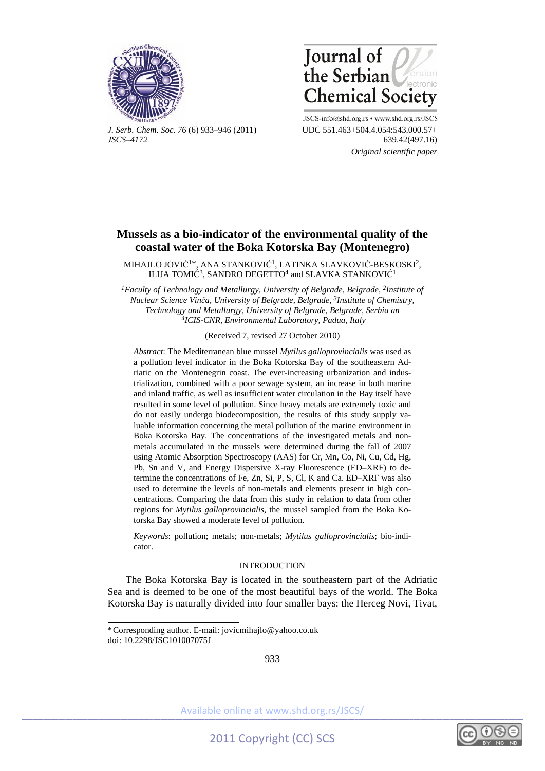# Mussels as a bio-indicator of the environmental quality of the coastal water of the Boka Kotorska Bay (Montenegro)

MIHAJLO JOVIĆ[1]*, ANA STANKOVIĆ[1], LATINKA SLAVKOVIĆ-BESKOSKI[2], ILIJA TOMIĆ[3], SANDRO DEGETTO[4] and SLAVKA STANKOVIĆ[1]

[1]*Faculty of Technology and Metallurgy, University of Belgrade, Belgrade,* [2]*Institute of Nuclear Science Vinča, University of Belgrade, Belgrade,* [3]*Institute of Chemistry, Technology and Metallurgy, University of Belgrade, Belgrade, Serbia an* [4]*ICIS-CNR, Environmental Laboratory, Padua, Italy*

(Received 7, revised 27 October 2010)

*Abstract*: The Mediterranean blue mussel *Mytilus galloprovincialis* was used as a pollution level indicator in the Boka Kotorska Bay of the southeastern Adriatic on the Montenegrin coast. The ever-increasing urbanization and industrialization, combined with a poor sewage system, an increase in both marine and inland traffic, as well as insufficient water circulation in the Bay itself have resulted in some level of pollution. Since heavy metals are extremely toxic and do not easily undergo biodecomposition, the results of this study supply valuable information concerning the metal pollution of the marine environment in Boka Kotorska Bay. The concentrations of the investigated metals and non-metals accumulated in the mussels were determined during the fall of 2007 using Atomic Absorption Spectroscopy (AAS) for Cr, Mn, Co, Ni, Cu, Cd, Hg, Pb, Sn and V, and Energy Dispersive X-ray Fluorescence (ED–XRF) to determine the concentrations of Fe, Zn, Si, P, S, Cl, K and Ca. ED–XRF was also used to determine the levels of non-metals and elements present in high concentrations. Comparing the data from this study in relation to data from other regions for *Mytilus galloprovincialis*, the mussel sampled from the Boka Kotorska Bay showed a moderate level of pollution.

*Keywords*: pollution; metals; non-metals; *Mytilus galloprovincialis*; bio-indicator.

## INTRODUCTION

The Boka Kotorska Bay is located in the southeastern part of the Adriatic Sea and is deemed to be one of the most beautiful bays of the world. The Boka Kotorska Bay is naturally divided into four smaller bays: the Herceg Novi, Tivat,

* Corresponding author. E-mail: jovicmihajlo@yahoo.co.uk
doi: 10.2298/JSC101007075J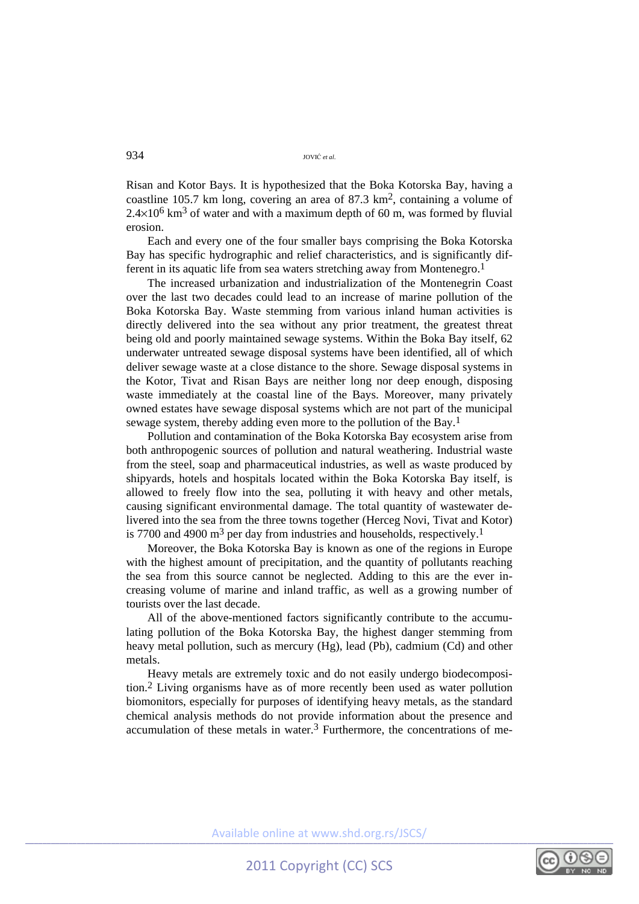Risan and Kotor Bays. It is hypothesized that the Boka Kotorska Bay, having a coastline 105.7 km long, covering an area of 87.3 km$^2$, containing a volume of $2.4\times10^6$ km$^3$ of water and with a maximum depth of 60 m, was formed by fluvial erosion.

Each and every one of the four smaller bays comprising the Boka Kotorska Bay has specific hydrographic and relief characteristics, and is significantly different in its aquatic life from sea waters stretching away from Montenegro.[1]

The increased urbanization and industrialization of the Montenegrin Coast over the last two decades could lead to an increase of marine pollution of the Boka Kotorska Bay. Waste stemming from various inland human activities is directly delivered into the sea without any prior treatment, the greatest threat being old and poorly maintained sewage systems. Within the Boka Bay itself, 62 underwater untreated sewage disposal systems have been identified, all of which deliver sewage waste at a close distance to the shore. Sewage disposal systems in the Kotor, Tivat and Risan Bays are neither long nor deep enough, disposing waste immediately at the coastal line of the Bays. Moreover, many privately owned estates have sewage disposal systems which are not part of the municipal sewage system, thereby adding even more to the pollution of the Bay.[1]

Pollution and contamination of the Boka Kotorska Bay ecosystem arise from both anthropogenic sources of pollution and natural weathering. Industrial waste from the steel, soap and pharmaceutical industries, as well as waste produced by shipyards, hotels and hospitals located within the Boka Kotorska Bay itself, is allowed to freely flow into the sea, polluting it with heavy and other metals, causing significant environmental damage. The total quantity of wastewater delivered into the sea from the three towns together (Herceg Novi, Tivat and Kotor) is 7700 and 4900 m$^3$ per day from industries and households, respectively.[1]

Moreover, the Boka Kotorska Bay is known as one of the regions in Europe with the highest amount of precipitation, and the quantity of pollutants reaching the sea from this source cannot be neglected. Adding to this are the ever increasing volume of marine and inland traffic, as well as a growing number of tourists over the last decade.

All of the above-mentioned factors significantly contribute to the accumulating pollution of the Boka Kotorska Bay, the highest danger stemming from heavy metal pollution, such as mercury (Hg), lead (Pb), cadmium (Cd) and other metals.

Heavy metals are extremely toxic and do not easily undergo biodecomposition.[2] Living organisms have as of more recently been used as water pollution biomonitors, especially for purposes of identifying heavy metals, as the standard chemical analysis methods do not provide information about the presence and accumulation of these metals in water.[3] Furthermore, the concentrations of me-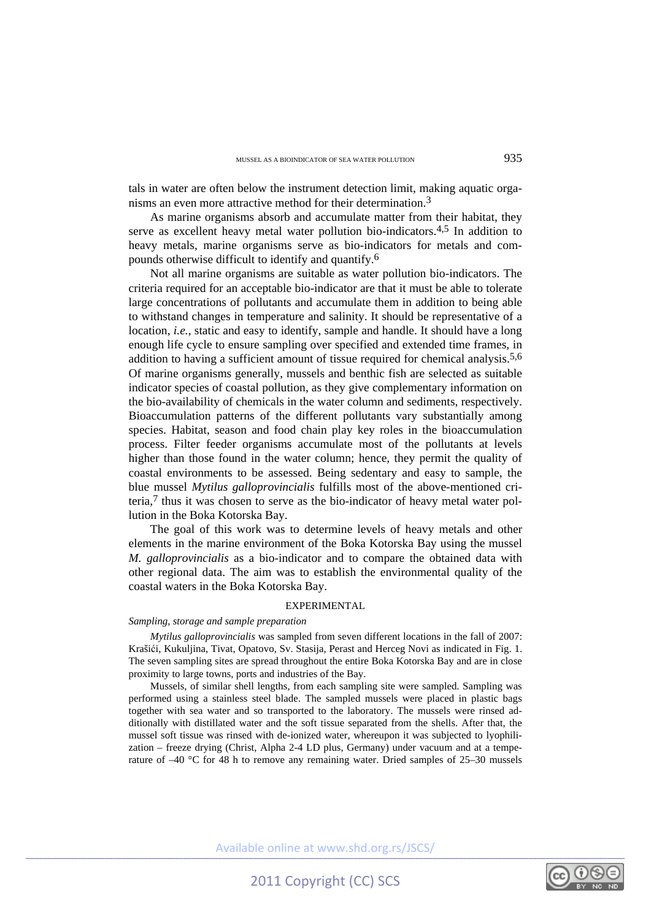tals in water are often below the instrument detection limit, making aquatic organisms an even more attractive method for their determination.[3]

As marine organisms absorb and accumulate matter from their habitat, they serve as excellent heavy metal water pollution bio-indicators.[4,5] In addition to heavy metals, marine organisms serve as bio-indicators for metals and compounds otherwise difficult to identify and quantify.[6]

Not all marine organisms are suitable as water pollution bio-indicators. The criteria required for an acceptable bio-indicator are that it must be able to tolerate large concentrations of pollutants and accumulate them in addition to being able to withstand changes in temperature and salinity. It should be representative of a location, *i.e.*, static and easy to identify, sample and handle. It should have a long enough life cycle to ensure sampling over specified and extended time frames, in addition to having a sufficient amount of tissue required for chemical analysis.[5,6] Of marine organisms generally, mussels and benthic fish are selected as suitable indicator species of coastal pollution, as they give complementary information on the bio-availability of chemicals in the water column and sediments, respectively. Bioaccumulation patterns of the different pollutants vary substantially among species. Habitat, season and food chain play key roles in the bioaccumulation process. Filter feeder organisms accumulate most of the pollutants at levels higher than those found in the water column; hence, they permit the quality of coastal environments to be assessed. Being sedentary and easy to sample, the blue mussel *Mytilus galloprovincialis* fulfills most of the above-mentioned criteria,[7] thus it was chosen to serve as the bio-indicator of heavy metal water pollution in the Boka Kotorska Bay.

The goal of this work was to determine levels of heavy metals and other elements in the marine environment of the Boka Kotorska Bay using the mussel *M. galloprovincialis* as a bio-indicator and to compare the obtained data with other regional data. The aim was to establish the environmental quality of the coastal waters in the Boka Kotorska Bay.

## EXPERIMENTAL

### *Sampling, storage and sample preparation*

*Mytilus galloprovincialis* was sampled from seven different locations in the fall of 2007: Krašići, Kukuljina, Tivat, Opatovo, Sv. Stasija, Perast and Herceg Novi as indicated in Fig. 1. The seven sampling sites are spread throughout the entire Boka Kotorska Bay and are in close proximity to large towns, ports and industries of the Bay.

Mussels, of similar shell lengths, from each sampling site were sampled. Sampling was performed using a stainless steel blade. The sampled mussels were placed in plastic bags together with sea water and so transported to the laboratory. The mussels were rinsed additionally with distillated water and the soft tissue separated from the shells. After that, the mussel soft tissue was rinsed with de-ionized water, whereupon it was subjected to lyophilization – freeze drying (Christ, Alpha 2-4 LD plus, Germany) under vacuum and at a temperature of –40 °C for 48 h to remove any remaining water. Dried samples of 25–30 mussels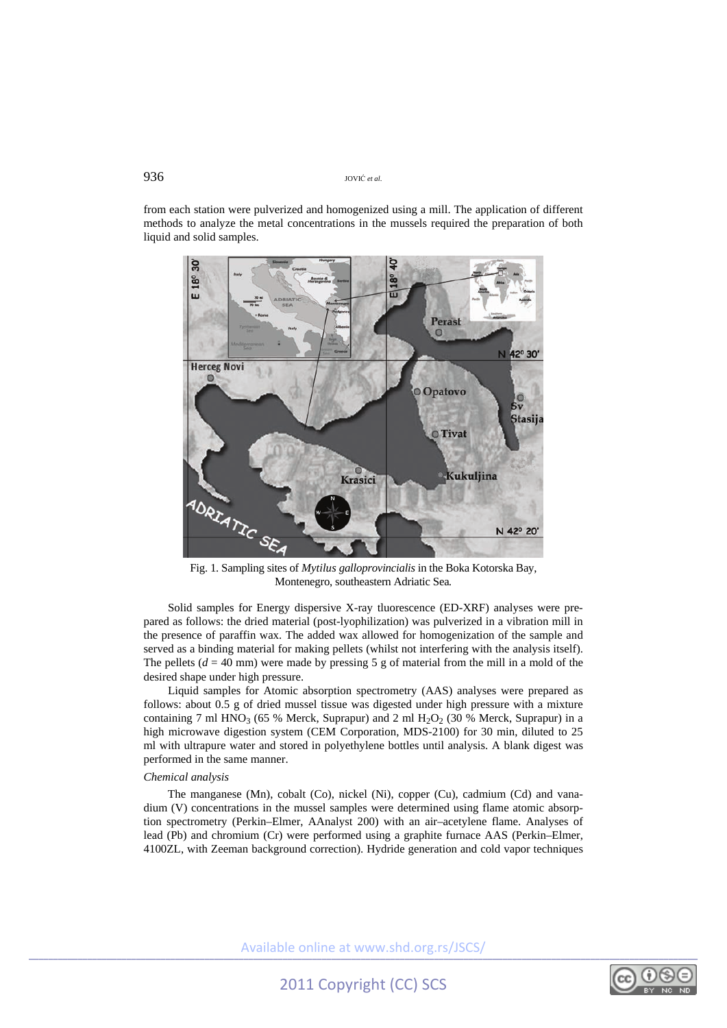from each station were pulverized and homogenized using a mill. The application of different methods to analyze the metal concentrations in the mussels required the preparation of both liquid and solid samples.

Fig. 1. Sampling sites of *Mytilus galloprovincialis* in the Boka Kotorska Bay, Montenegro, southeastern Adriatic Sea.

Solid samples for Energy dispersive X-ray tluorescence (ED-XRF) analyses were prepared as follows: the dried material (post-lyophilization) was pulverized in a vibration mill in the presence of paraffin wax. The added wax allowed for homogenization of the sample and served as a binding material for making pellets (whilst not interfering with the analysis itself). The pellets ($d$ = 40 mm) were made by pressing 5 g of material from the mill in a mold of the desired shape under high pressure.

Liquid samples for Atomic absorption spectrometry (AAS) analyses were prepared as follows: about 0.5 g of dried mussel tissue was digested under high pressure with a mixture containing 7 ml $HNO_3$ (65 % Merck, Suprapur) and 2 ml $H_2O_2$ (30 % Merck, Suprapur) in a high microwave digestion system (CEM Corporation, MDS-2100) for 30 min, diluted to 25 ml with ultrapure water and stored in polyethylene bottles until analysis. A blank digest was performed in the same manner.

*Chemical analysis*

The manganese (Mn), cobalt (Co), nickel (Ni), copper (Cu), cadmium (Cd) and vanadium (V) concentrations in the mussel samples were determined using flame atomic absorption spectrometry (Perkin–Elmer, AAnalyst 200) with an air–acetylene flame. Analyses of lead (Pb) and chromium (Cr) were performed using a graphite furnace AAS (Perkin–Elmer, 4100ZL, with Zeeman background correction). Hydride generation and cold vapor techniques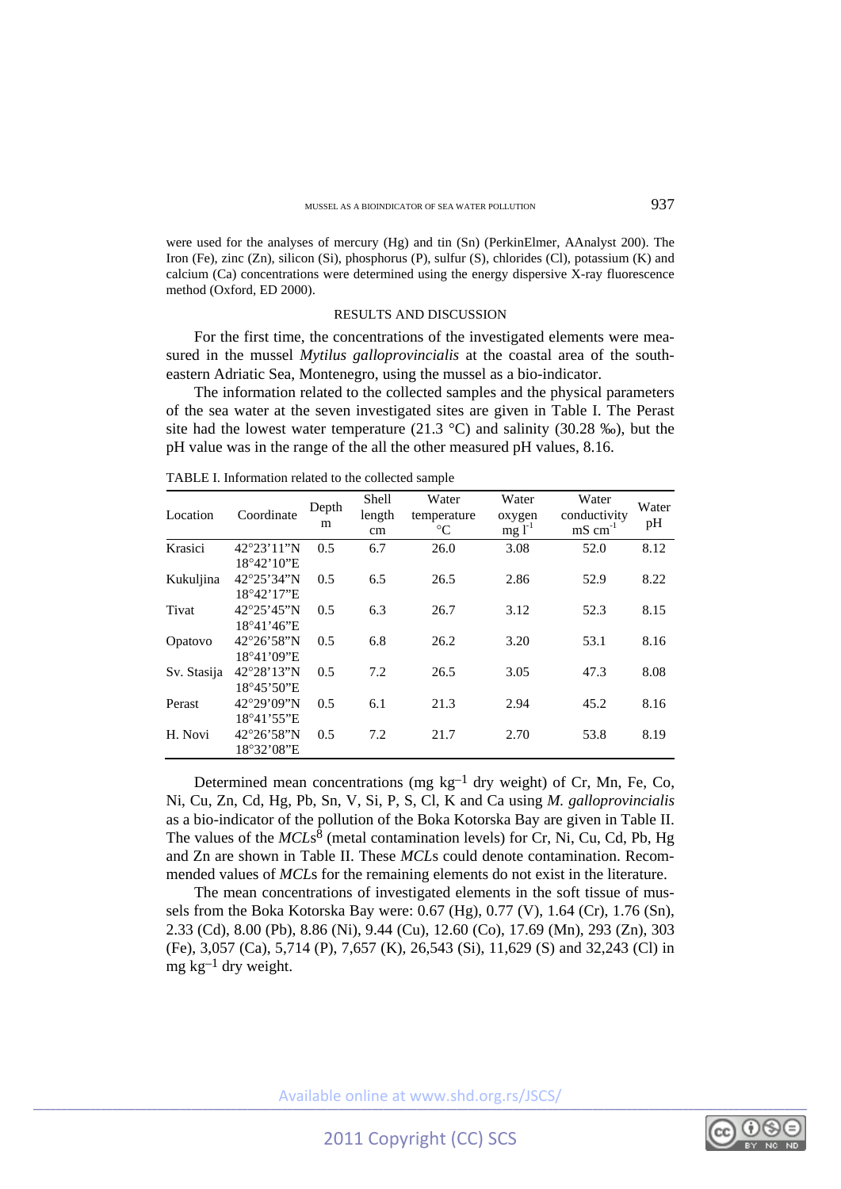were used for the analyses of mercury (Hg) and tin (Sn) (PerkinElmer, AAnalyst 200). The Iron (Fe), zinc (Zn), silicon (Si), phosphorus (P), sulfur (S), chlorides (Cl), potassium (K) and calcium (Ca) concentrations were determined using the energy dispersive X-ray fluorescence method (Oxford, ED 2000).

## RESULTS AND DISCUSSION

For the first time, the concentrations of the investigated elements were measured in the mussel *Mytilus galloprovincialis* at the coastal area of the south-eastern Adriatic Sea, Montenegro, using the mussel as a bio-indicator.

The information related to the collected samples and the physical parameters of the sea water at the seven investigated sites are given in Table I. The Perast site had the lowest water temperature (21.3 °C) and salinity (30.28 ‰), but the pH value was in the range of the all the other measured pH values, 8.16.

TABLE I. Information related to the collected sample

| Location | Coordinate | Depth m | Shell length cm | Water temperature °C | Water oxygen mg $l^{-1}$ | Water conductivity mS $cm^{-1}$ | Water pH |
|---|---|---|---|---|---|---|---|
| Krasici | 42°23'11"N 18°42'10"E | 0.5 | 6.7 | 26.0 | 3.08 | 52.0 | 8.12 |
| Kukuljina | 42°25'34"N 18°42'17"E | 0.5 | 6.5 | 26.5 | 2.86 | 52.9 | 8.22 |
| Tivat | 42°25'45"N 18°41'46"E | 0.5 | 6.3 | 26.7 | 3.12 | 52.3 | 8.15 |
| Opatovo | 42°26'58"N 18°41'09"E | 0.5 | 6.8 | 26.2 | 3.20 | 53.1 | 8.16 |
| Sv. Stasija | 42°28'13"N 18°45'50"E | 0.5 | 7.2 | 26.5 | 3.05 | 47.3 | 8.08 |
| Perast | 42°29'09"N 18°41'55"E | 0.5 | 6.1 | 21.3 | 2.94 | 45.2 | 8.16 |
| H. Novi | 42°26'58"N 18°32'08"E | 0.5 | 7.2 | 21.7 | 2.70 | 53.8 | 8.19 |

Determined mean concentrations (mg $kg^{-1}$ dry weight) of Cr, Mn, Fe, Co, Ni, Cu, Zn, Cd, Hg, Pb, Sn, V, Si, P, S, Cl, K and Ca using *M. galloprovincialis* as a bio-indicator of the pollution of the Boka Kotorska Bay are given in Table II. The values of the *MCLs*[8] (metal contamination levels) for Cr, Ni, Cu, Cd, Pb, Hg and Zn are shown in Table II. These *MCL*s could denote contamination. Recommended values of *MCL*s for the remaining elements do not exist in the literature.

The mean concentrations of investigated elements in the soft tissue of mussels from the Boka Kotorska Bay were: 0.67 (Hg), 0.77 (V), 1.64 (Cr), 1.76 (Sn), 2.33 (Cd), 8.00 (Pb), 8.86 (Ni), 9.44 (Cu), 12.60 (Co), 17.69 (Mn), 293 (Zn), 303 (Fe), 3,057 (Ca), 5,714 (P), 7,657 (K), 26,543 (Si), 11,629 (S) and 32,243 (Cl) in mg $kg^{-1}$ dry weight.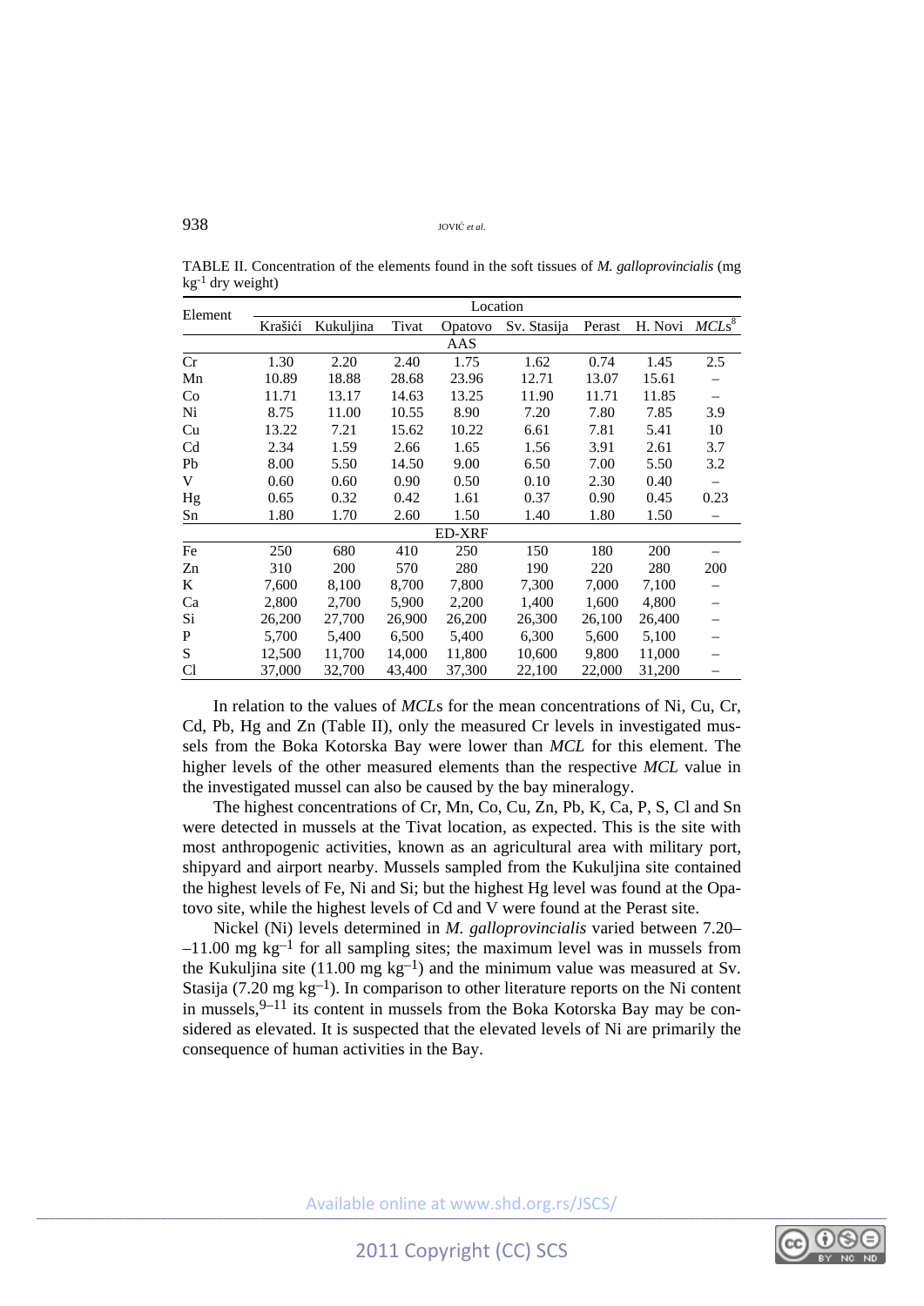TABLE II. Concentration of the elements found in the soft tissues of *M. galloprovincialis* (mg kg$^{-1}$ dry weight)

| Element | Location | | | | | | | |
|---|---|---|---|---|---|---|---|---|
| | Krašići | Kukuljina | Tivat | Opatovo | Sv. Stasija | Perast | H. Novi | *MCLs*[8] |
| | | | | AAS | | | | |
| Cr | 1.30 | 2.20 | 2.40 | 1.75 | 1.62 | 0.74 | 1.45 | 2.5 |
| Mn | 10.89 | 18.88 | 28.68 | 23.96 | 12.71 | 13.07 | 15.61 | – |
| Co | 11.71 | 13.17 | 14.63 | 13.25 | 11.90 | 11.71 | 11.85 | – |
| Ni | 8.75 | 11.00 | 10.55 | 8.90 | 7.20 | 7.80 | 7.85 | 3.9 |
| Cu | 13.22 | 7.21 | 15.62 | 10.22 | 6.61 | 7.81 | 5.41 | 10 |
| Cd | 2.34 | 1.59 | 2.66 | 1.65 | 1.56 | 3.91 | 2.61 | 3.7 |
| Pb | 8.00 | 5.50 | 14.50 | 9.00 | 6.50 | 7.00 | 5.50 | 3.2 |
| V | 0.60 | 0.60 | 0.90 | 0.50 | 0.10 | 2.30 | 0.40 | – |
| Hg | 0.65 | 0.32 | 0.42 | 1.61 | 0.37 | 0.90 | 0.45 | 0.23 |
| Sn | 1.80 | 1.70 | 2.60 | 1.50 | 1.40 | 1.80 | 1.50 | – |
| | | | | ED-XRF | | | | |
| Fe | 250 | 680 | 410 | 250 | 150 | 180 | 200 | – |
| Zn | 310 | 200 | 570 | 280 | 190 | 220 | 280 | 200 |
| K | 7,600 | 8,100 | 8,700 | 7,800 | 7,300 | 7,000 | 7,100 | – |
| Ca | 2,800 | 2,700 | 5,900 | 2,200 | 1,400 | 1,600 | 4,800 | – |
| Si | 26,200 | 27,700 | 26,900 | 26,200 | 26,300 | 26,100 | 26,400 | – |
| P | 5,700 | 5,400 | 6,500 | 5,400 | 6,300 | 5,600 | 5,100 | – |
| S | 12,500 | 11,700 | 14,000 | 11,800 | 10,600 | 9,800 | 11,000 | – |
| Cl | 37,000 | 32,700 | 43,400 | 37,300 | 22,100 | 22,000 | 31,200 | – |

In relation to the values of *MCL*s for the mean concentrations of Ni, Cu, Cr, Cd, Pb, Hg and Zn (Table II), only the measured Cr levels in investigated mussels from the Boka Kotorska Bay were lower than *MCL* for this element. The higher levels of the other measured elements than the respective *MCL* value in the investigated mussel can also be caused by the bay mineralogy.

The highest concentrations of Cr, Mn, Co, Cu, Zn, Pb, K, Ca, P, S, Cl and Sn were detected in mussels at the Tivat location, as expected. This is the site with most anthropogenic activities, known as an agricultural area with military port, shipyard and airport nearby. Mussels sampled from the Kukuljina site contained the highest levels of Fe, Ni and Si; but the highest Hg level was found at the Opatovo site, while the highest levels of Cd and V were found at the Perast site.

Nickel (Ni) levels determined in *M. galloprovincialis* varied between 7.20–11.00 mg kg$^{-1}$ for all sampling sites; the maximum level was in mussels from the Kukuljina site (11.00 mg kg$^{-1}$) and the minimum value was measured at Sv. Stasija (7.20 mg kg$^{-1}$). In comparison to other literature reports on the Ni content in mussels,[9–11] its content in mussels from the Boka Kotorska Bay may be considered as elevated. It is suspected that the elevated levels of Ni are primarily the consequence of human activities in the Bay.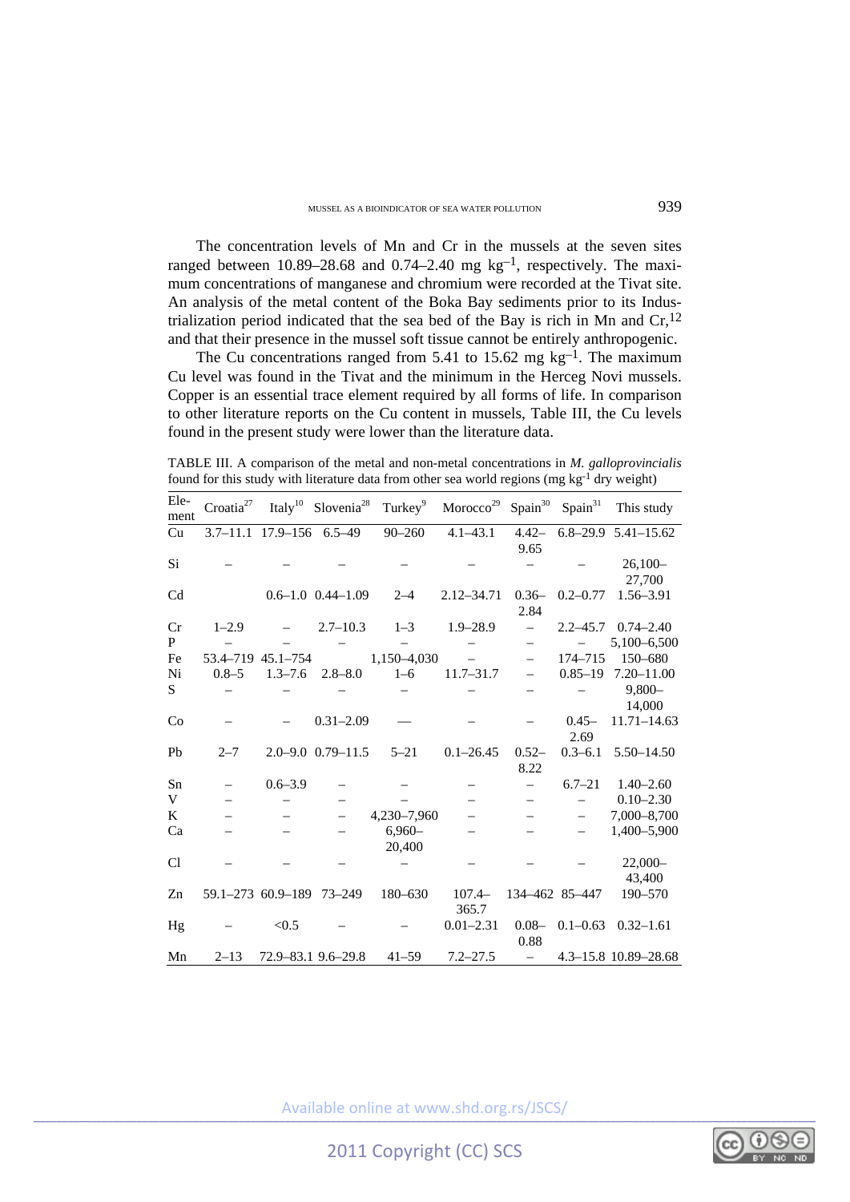The concentration levels of Mn and Cr in the mussels at the seven sites ranged between 10.89–28.68 and 0.74–2.40 mg kg$^{-1}$, respectively. The maximum concentrations of manganese and chromium were recorded at the Tivat site. An analysis of the metal content of the Boka Bay sediments prior to its Industrialization period indicated that the sea bed of the Bay is rich in Mn and Cr,[12] and that their presence in the mussel soft tissue cannot be entirely anthropogenic.

The Cu concentrations ranged from 5.41 to 15.62 mg kg$^{-1}$. The maximum Cu level was found in the Tivat and the minimum in the Herceg Novi mussels. Copper is an essential trace element required by all forms of life. In comparison to other literature reports on the Cu content in mussels, Table III, the Cu levels found in the present study were lower than the literature data.

TABLE III. A comparison of the metal and non-metal concentrations in *M. galloprovincialis* found for this study with literature data from other sea world regions (mg kg$^{-1}$ dry weight)

| Element | Croatia[27] | Italy[10] | Slovenia[28] | Turkey[9] | Morocco[29] | Spain[30] | Spain[31] | This study |
|---|---|---|---|---|---|---|---|---|
| Cu | 3.7–11.1 | 17.9–156 | 6.5–49 | 90–260 | 4.1–43.1 | 4.42–9.65 | 6.8–29.9 | 5.41–15.62 |
| Si | – | – | – | – | – | – | – | 26,100–27,700 |
| Cd | | 0.6–1.0 | 0.44–1.09 | 2–4 | 2.12–34.71 | 0.36–2.84 | 0.2–0.77 | 1.56–3.91 |
| Cr | 1–2.9 | – | 2.7–10.3 | 1–3 | 1.9–28.9 | – | 2.2–45.7 | 0.74–2.40 |
| P | – | – | – | – | – | – | – | 5,100–6,500 |
| Fe | 53.4–719 | 45.1–754 | | 1,150–4,030 | – | – | 174–715 | 150–680 |
| Ni | 0.8–5 | 1.3–7.6 | 2.8–8.0 | 1–6 | 11.7–31.7 | – | 0.85–19 | 7.20–11.00 |
| S | – | – | – | – | – | – | – | 9,800–14,000 |
| Co | – | – | 0.31–2.09 | — | – | – | 0.45–2.69 | 11.71–14.63 |
| Pb | 2–7 | 2.0–9.0 | 0.79–11.5 | 5–21 | 0.1–26.45 | 0.52–8.22 | 0.3–6.1 | 5.50–14.50 |
| Sn | – | 0.6–3.9 | – | – | – | – | 6.7–21 | 1.40–2.60 |
| V | – | – | – | – | – | – | – | 0.10–2.30 |
| K | – | – | – | 4,230–7,960 | – | – | – | 7,000–8,700 |
| Ca | – | – | – | 6,960–20,400 | – | – | – | 1,400–5,900 |
| Cl | – | – | – | – | – | – | – | 22,000–43,400 |
| Zn | 59.1–273 | 60.9–189 | 73–249 | 180–630 | 107.4–365.7 | 134–462 | 85–447 | 190–570 |
| Hg | – | <0.5 | – | – | 0.01–2.31 | 0.08–0.88 | 0.1–0.63 | 0.32–1.61 |
| Mn | 2–13 | 72.9–83.1 | 9.6–29.8 | 41–59 | 7.2–27.5 | – | 4.3–15.8 | 10.89–28.68 |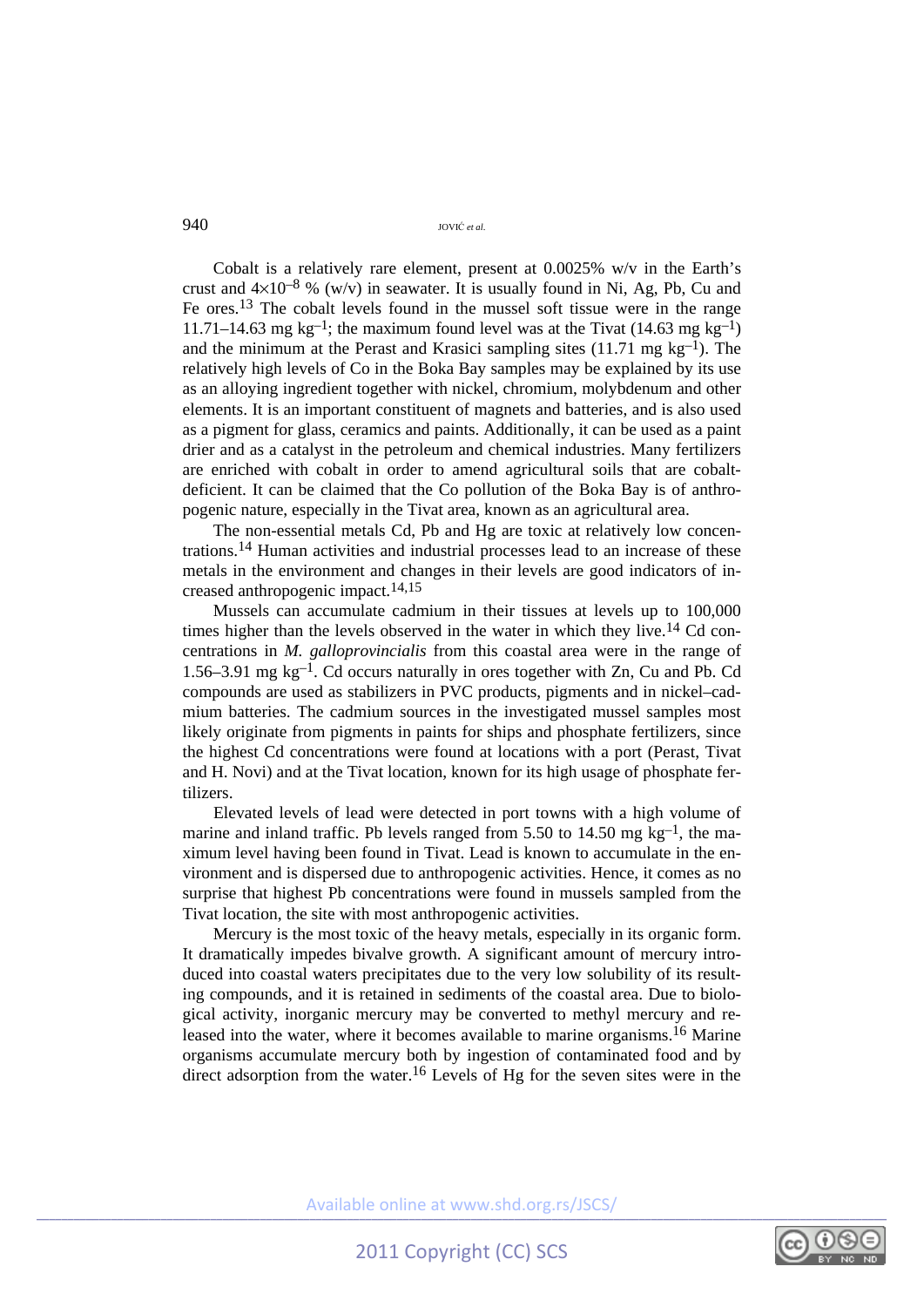Cobalt is a relatively rare element, present at 0.0025% w/v in the Earth's crust and $4\times10^{-8}$ % (w/v) in seawater. It is usually found in Ni, Ag, Pb, Cu and Fe ores.[13] The cobalt levels found in the mussel soft tissue were in the range 11.71–14.63 mg kg$^{-1}$; the maximum found level was at the Tivat (14.63 mg kg$^{-1}$) and the minimum at the Perast and Krasici sampling sites (11.71 mg kg$^{-1}$). The relatively high levels of Co in the Boka Bay samples may be explained by its use as an alloying ingredient together with nickel, chromium, molybdenum and other elements. It is an important constituent of magnets and batteries, and is also used as a pigment for glass, ceramics and paints. Additionally, it can be used as a paint drier and as a catalyst in the petroleum and chemical industries. Many fertilizers are enriched with cobalt in order to amend agricultural soils that are cobalt-deficient. It can be claimed that the Co pollution of the Boka Bay is of anthropogenic nature, especially in the Tivat area, known as an agricultural area.

The non-essential metals Cd, Pb and Hg are toxic at relatively low concentrations.[14] Human activities and industrial processes lead to an increase of these metals in the environment and changes in their levels are good indicators of increased anthropogenic impact.[14,15]

Mussels can accumulate cadmium in their tissues at levels up to 100,000 times higher than the levels observed in the water in which they live.[14] Cd concentrations in *M. galloprovincialis* from this coastal area were in the range of 1.56–3.91 mg kg$^{-1}$. Cd occurs naturally in ores together with Zn, Cu and Pb. Cd compounds are used as stabilizers in PVC products, pigments and in nickel–cadmium batteries. The cadmium sources in the investigated mussel samples most likely originate from pigments in paints for ships and phosphate fertilizers, since the highest Cd concentrations were found at locations with a port (Perast, Tivat and H. Novi) and at the Tivat location, known for its high usage of phosphate fertilizers.

Elevated levels of lead were detected in port towns with a high volume of marine and inland traffic. Pb levels ranged from 5.50 to 14.50 mg kg$^{-1}$, the maximum level having been found in Tivat. Lead is known to accumulate in the environment and is dispersed due to anthropogenic activities. Hence, it comes as no surprise that highest Pb concentrations were found in mussels sampled from the Tivat location, the site with most anthropogenic activities.

Mercury is the most toxic of the heavy metals, especially in its organic form. It dramatically impedes bivalve growth. A significant amount of mercury introduced into coastal waters precipitates due to the very low solubility of its resulting compounds, and it is retained in sediments of the coastal area. Due to biological activity, inorganic mercury may be converted to methyl mercury and released into the water, where it becomes available to marine organisms.[16] Marine organisms accumulate mercury both by ingestion of contaminated food and by direct adsorption from the water.[16] Levels of Hg for the seven sites were in the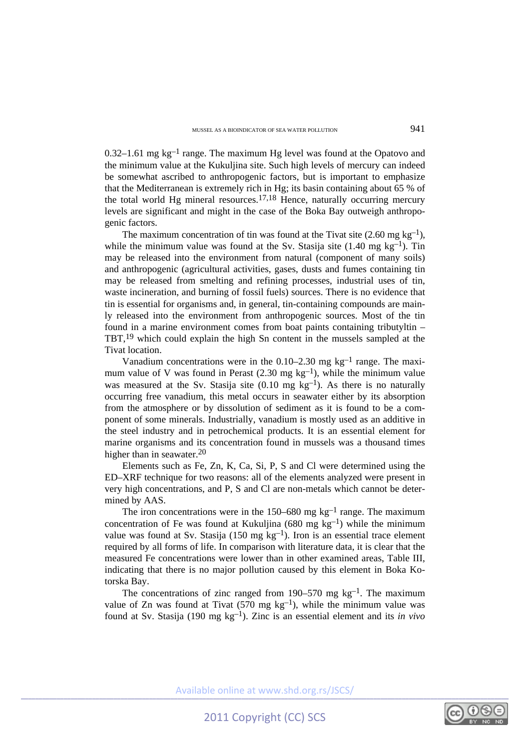0.32–1.61 mg $kg^{-1}$ range. The maximum Hg level was found at the Opatovo and the minimum value at the Kukuljina site. Such high levels of mercury can indeed be somewhat ascribed to anthropogenic factors, but is important to emphasize that the Mediterranean is extremely rich in Hg; its basin containing about 65 % of the total world Hg mineral resources.[17,18] Hence, naturally occurring mercury levels are significant and might in the case of the Boka Bay outweigh anthropogenic factors.

The maximum concentration of tin was found at the Tivat site (2.60 mg $kg^{-1}$), while the minimum value was found at the Sv. Stasija site (1.40 mg $kg^{-1}$). Tin may be released into the environment from natural (component of many soils) and anthropogenic (agricultural activities, gases, dusts and fumes containing tin may be released from smelting and refining processes, industrial uses of tin, waste incineration, and burning of fossil fuels) sources. There is no evidence that tin is essential for organisms and, in general, tin-containing compounds are mainly released into the environment from anthropogenic sources. Most of the tin found in a marine environment comes from boat paints containing tributyltin – TBT,[19] which could explain the high Sn content in the mussels sampled at the Tivat location.

Vanadium concentrations were in the 0.10–2.30 mg $kg^{-1}$ range. The maximum value of V was found in Perast (2.30 mg $kg^{-1}$), while the minimum value was measured at the Sv. Stasija site (0.10 mg $kg^{-1}$). As there is no naturally occurring free vanadium, this metal occurs in seawater either by its absorption from the atmosphere or by dissolution of sediment as it is found to be a component of some minerals. Industrially, vanadium is mostly used as an additive in the steel industry and in petrochemical products. It is an essential element for marine organisms and its concentration found in mussels was a thousand times higher than in seawater.[20]

Elements such as Fe, Zn, K, Ca, Si, P, S and Cl were determined using the ED–XRF technique for two reasons: all of the elements analyzed were present in very high concentrations, and P, S and Cl are non-metals which cannot be determined by AAS.

The iron concentrations were in the 150–680 mg $kg^{-1}$ range. The maximum concentration of Fe was found at Kukuljina (680 mg $kg^{-1}$) while the minimum value was found at Sv. Stasija (150 mg $kg^{-1}$). Iron is an essential trace element required by all forms of life. In comparison with literature data, it is clear that the measured Fe concentrations were lower than in other examined areas, Table III, indicating that there is no major pollution caused by this element in Boka Kotorska Bay.

The concentrations of zinc ranged from 190–570 mg $kg^{-1}$. The maximum value of Zn was found at Tivat (570 mg $kg^{-1}$), while the minimum value was found at Sv. Stasija (190 mg $kg^{-1}$). Zinc is an essential element and its *in vivo*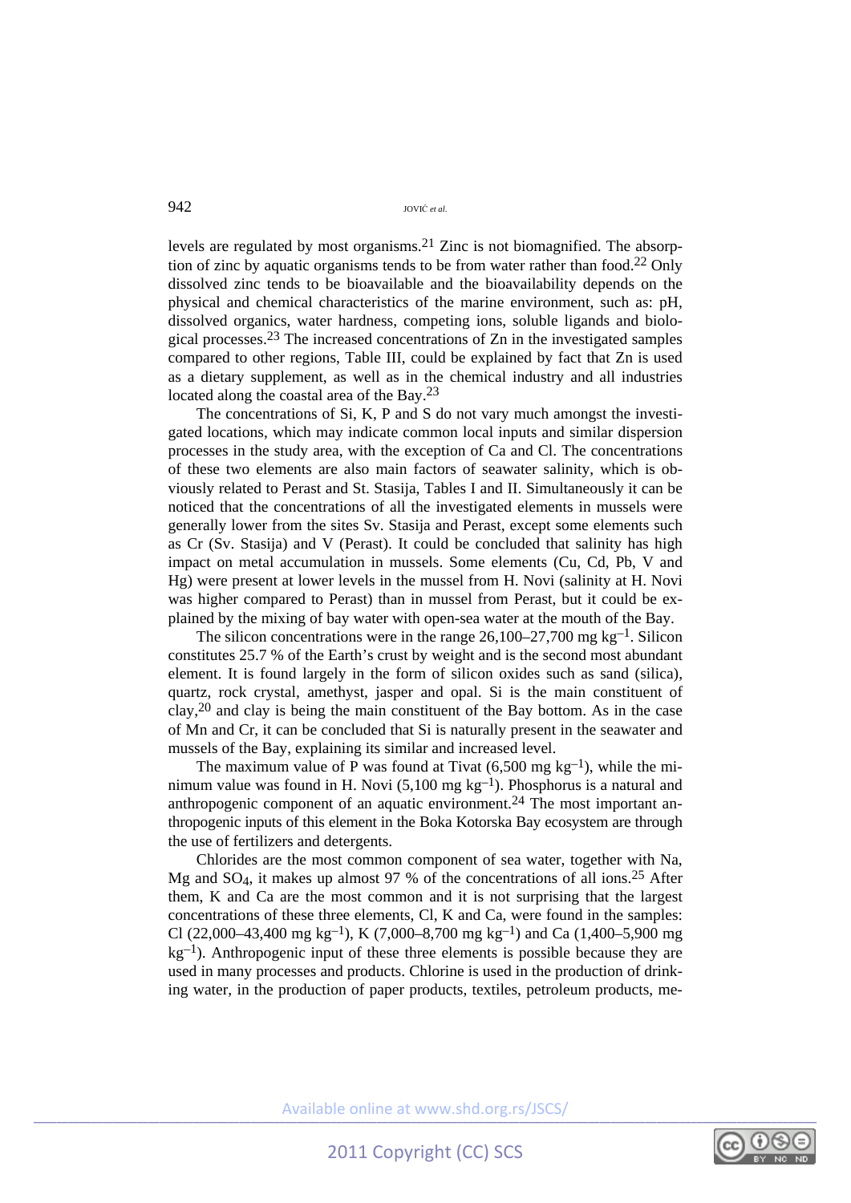levels are regulated by most organisms.[21] Zinc is not biomagnified. The absorption of zinc by aquatic organisms tends to be from water rather than food.[22] Only dissolved zinc tends to be bioavailable and the bioavailability depends on the physical and chemical characteristics of the marine environment, such as: pH, dissolved organics, water hardness, competing ions, soluble ligands and biological processes.[23] The increased concentrations of Zn in the investigated samples compared to other regions, Table III, could be explained by fact that Zn is used as a dietary supplement, as well as in the chemical industry and all industries located along the coastal area of the Bay.[23]

The concentrations of Si, K, P and S do not vary much amongst the investigated locations, which may indicate common local inputs and similar dispersion processes in the study area, with the exception of Ca and Cl. The concentrations of these two elements are also main factors of seawater salinity, which is obviously related to Perast and St. Stasija, Tables I and II. Simultaneously it can be noticed that the concentrations of all the investigated elements in mussels were generally lower from the sites Sv. Stasija and Perast, except some elements such as Cr (Sv. Stasija) and V (Perast). It could be concluded that salinity has high impact on metal accumulation in mussels. Some elements (Cu, Cd, Pb, V and Hg) were present at lower levels in the mussel from H. Novi (salinity at H. Novi was higher compared to Perast) than in mussel from Perast, but it could be explained by the mixing of bay water with open-sea water at the mouth of the Bay.

The silicon concentrations were in the range 26,100–27,700 mg $kg^{-1}$. Silicon constitutes 25.7 % of the Earth's crust by weight and is the second most abundant element. It is found largely in the form of silicon oxides such as sand (silica), quartz, rock crystal, amethyst, jasper and opal. Si is the main constituent of clay,[20] and clay is being the main constituent of the Bay bottom. As in the case of Mn and Cr, it can be concluded that Si is naturally present in the seawater and mussels of the Bay, explaining its similar and increased level.

The maximum value of P was found at Tivat (6,500 mg $kg^{-1}$), while the minimum value was found in H. Novi (5,100 mg $kg^{-1}$). Phosphorus is a natural and anthropogenic component of an aquatic environment.[24] The most important anthropogenic inputs of this element in the Boka Kotorska Bay ecosystem are through the use of fertilizers and detergents.

Chlorides are the most common component of sea water, together with Na, Mg and $SO_4$, it makes up almost 97 % of the concentrations of all ions.[25] After them, K and Ca are the most common and it is not surprising that the largest concentrations of these three elements, Cl, K and Ca, were found in the samples: Cl (22,000–43,400 mg $kg^{-1}$), K (7,000–8,700 mg $kg^{-1}$) and Ca (1,400–5,900 mg $kg^{-1}$). Anthropogenic input of these three elements is possible because they are used in many processes and products. Chlorine is used in the production of drinking water, in the production of paper products, textiles, petroleum products, me-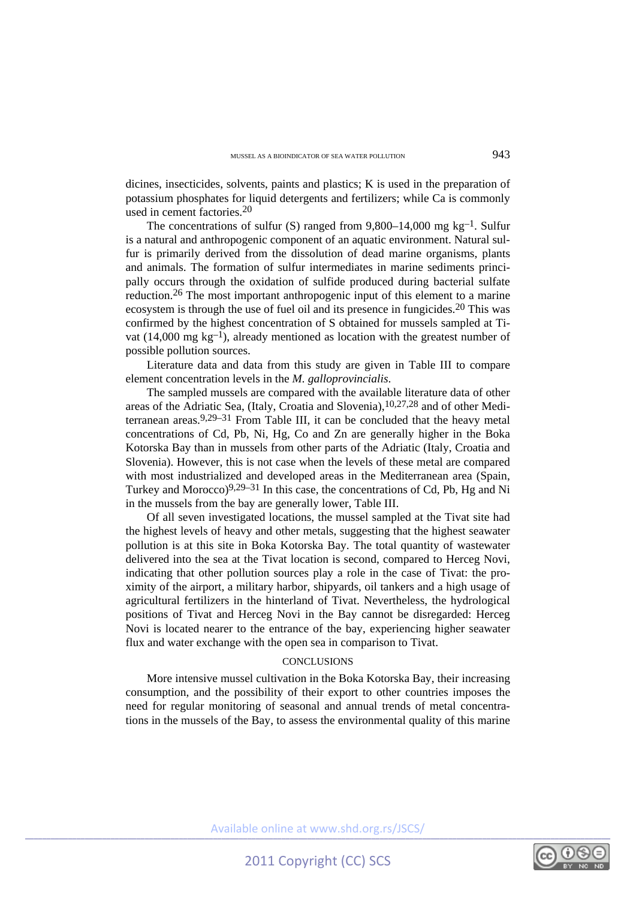dicines, insecticides, solvents, paints and plastics; K is used in the preparation of potassium phosphates for liquid detergents and fertilizers; while Ca is commonly used in cement factories.[20]

The concentrations of sulfur (S) ranged from 9,800–14,000 mg $kg^{-1}$. Sulfur is a natural and anthropogenic component of an aquatic environment. Natural sulfur is primarily derived from the dissolution of dead marine organisms, plants and animals. The formation of sulfur intermediates in marine sediments principally occurs through the oxidation of sulfide produced during bacterial sulfate reduction.[26] The most important anthropogenic input of this element to a marine ecosystem is through the use of fuel oil and its presence in fungicides.[20] This was confirmed by the highest concentration of S obtained for mussels sampled at Tivat (14,000 mg $kg^{-1}$), already mentioned as location with the greatest number of possible pollution sources.

Literature data and data from this study are given in Table III to compare element concentration levels in the *M. galloprovincialis*.

The sampled mussels are compared with the available literature data of other areas of the Adriatic Sea, (Italy, Croatia and Slovenia),[10,27,28] and of other Mediterranean areas.[9,29–31] From Table III, it can be concluded that the heavy metal concentrations of Cd, Pb, Ni, Hg, Co and Zn are generally higher in the Boka Kotorska Bay than in mussels from other parts of the Adriatic (Italy, Croatia and Slovenia). However, this is not case when the levels of these metal are compared with most industrialized and developed areas in the Mediterranean area (Spain, Turkey and Morocco)[9,29–31] In this case, the concentrations of Cd, Pb, Hg and Ni in the mussels from the bay are generally lower, Table III.

Of all seven investigated locations, the mussel sampled at the Tivat site had the highest levels of heavy and other metals, suggesting that the highest seawater pollution is at this site in Boka Kotorska Bay. The total quantity of wastewater delivered into the sea at the Tivat location is second, compared to Herceg Novi, indicating that other pollution sources play a role in the case of Tivat: the proximity of the airport, a military harbor, shipyards, oil tankers and a high usage of agricultural fertilizers in the hinterland of Tivat. Nevertheless, the hydrological positions of Tivat and Herceg Novi in the Bay cannot be disregarded: Herceg Novi is located nearer to the entrance of the bay, experiencing higher seawater flux and water exchange with the open sea in comparison to Tivat.

## CONCLUSIONS

More intensive mussel cultivation in the Boka Kotorska Bay, their increasing consumption, and the possibility of their export to other countries imposes the need for regular monitoring of seasonal and annual trends of metal concentrations in the mussels of the Bay, to assess the environmental quality of this marine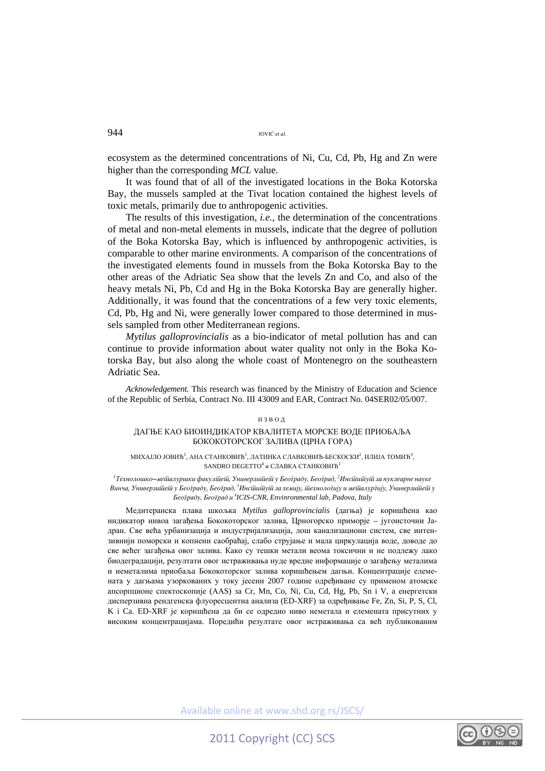ecosystem as the determined concentrations of Ni, Cu, Cd, Pb, Hg and Zn were higher than the corresponding *MCL* value.

It was found that of all of the investigated locations in the Boka Kotorska Bay, the mussels sampled at the Tivat location contained the highest levels of toxic metals, primarily due to anthropogenic activities.

The results of this investigation, *i.e.*, the determination of the concentrations of metal and non-metal elements in mussels, indicate that the degree of pollution of the Boka Kotorska Bay, which is influenced by anthropogenic activities, is comparable to other marine environments. A comparison of the concentrations of the investigated elements found in mussels from the Boka Kotorska Bay to the other areas of the Adriatic Sea show that the levels Zn and Co, and also of the heavy metals Ni, Pb, Cd and Hg in the Boka Kotorska Bay are generally higher. Additionally, it was found that the concentrations of a few very toxic elements, Cd, Pb, Hg and Ni, were generally lower compared to those determined in mussels sampled from other Mediterranean regions.

*Mytilus galloprovincialis* as a bio-indicator of metal pollution has and can continue to provide information about water quality not only in the Boka Kotorska Bay, but also along the whole coast of Montenegro on the southeastern Adriatic Sea.

*Acknowledgement.* This research was financed by the Ministry of Education and Science of the Republic of Serbia, Contract No. III 43009 and EAR, Contract No. 04SER02/05/007.

## ИЗВОД

### ДАГЊЕ КАО БИОИНДИКАТОР КВАЛИТЕТА МОРСКЕ ВОДЕ ПРИОБАЉА БОКОКОТОРСКОГ ЗАЛИВА (ЦРНА ГОРА)

МИХАЈЛО ЈОВИЋ[1], АНА СТАНКОВИЋ[1], ЛАТИНКА СЛАВКОВИЋ-БЕСКОСКИ[2], ИЛИЈА ТОМИЋ[3], SANDRO DEGETTO[4] и СЛАВКА СТАНКОВИЋ[1]

[1]*Технолошко–металуршки факултет, Универзитет у Београду, Београд,* [2]*Институт за нуклеарне науке Винча, Универзитет у Београду, Београд,* [3]*Институт за хемију, технологију и металургију, Универзитет у Београду, Београд и* [4]*ICIS-CNR, Envinronmental lab, Padova, Italy*

Медитеранска плава шкољка *Mytilus galloprovincialis* (дагња) је коришћена као индикатор нивоа загађења Бококоторског залива, Црногорско приморје – југоисточни Јадран. Све већа урбанизација и индустријализација, лош канализациони систем, све интензивнији поморски и копнени саобраћај, слабо струјање и мала циркулација воде, доводе до све већег загађења овог залива. Како су тешки метали веома токсични и не подлежу лако биодеградацији, резултати овог истраживања нуде вредне информације о загађењу металима и неметалима приобаља Бококоторског залива коришћењем дагњи. Концентрације елемената у дагњама узоркованих у току јесени 2007 године одређиване су применом атомске апсорпционе спектоскопије (AAS) за Cr, Mn, Co, Ni, Cu, Cd, Hg, Pb, Sn i V, а енергетски дисперзивна рендгенска флуоресцентна анализа (ED-XRF) за одређивање Fe, Zn, Si, P, S, Cl, K i Ca. ED-XRF је коришћена да би се одредио ниво неметала и елемената присутних у високим концентрацијама. Поредићи резултате овог истраживања са већ публикованим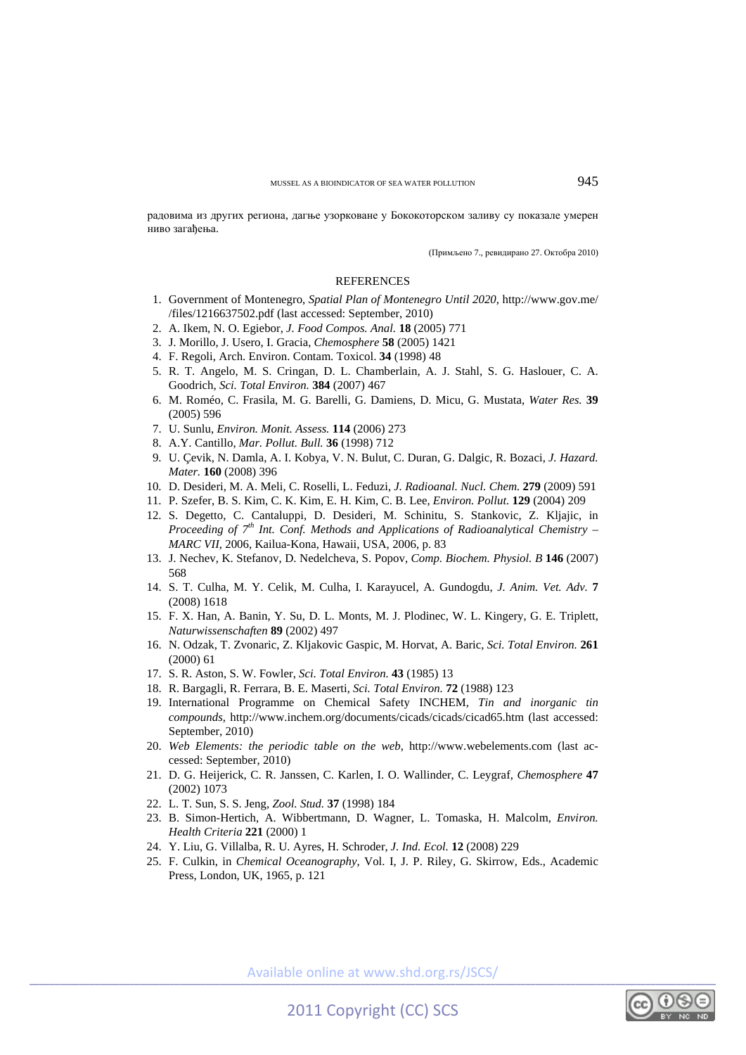радовима из других региона, дагње узорковане у Бококоторском заливу су показале умерен ниво загађења.

(Примљено 7., ревидирано 27. Октобра 2010)

## REFERENCES

1. Government of Montenegro, *Spatial Plan of Montenegro Until 2020*, http://www.gov.me/ /files/1216637502.pdf (last accessed: September, 2010)
2. A. Ikem, N. O. Egiebor, *J. Food Compos. Anal.* **18** (2005) 771
3. J. Morillo, J. Usero, I. Gracia, *Chemosphere* **58** (2005) 1421
4. F. Regoli, Arch. Environ. Contam. Toxicol. **34** (1998) 48
5. R. T. Angelo, M. S. Cringan, D. L. Chamberlain, A. J. Stahl, S. G. Haslouer, C. A. Goodrich, *Sci. Total Environ.* **384** (2007) 467
6. M. Roméo, C. Frasila, M. G. Barelli, G. Damiens, D. Micu, G. Mustata, *Water Res.* **39** (2005) 596
7. U. Sunlu, *Environ. Monit. Assess.* **114** (2006) 273
8. A.Y. Cantillo, *Mar. Pollut. Bull.* **36** (1998) 712
9. U. Çevik, N. Damla, A. I. Kobya, V. N. Bulut, C. Duran, G. Dalgic, R. Bozaci, *J. Hazard. Mater.* **160** (2008) 396
10. D. Desideri, M. A. Meli, C. Roselli, L. Feduzi, *J. Radioanal. Nucl. Chem.* **279** (2009) 591
11. P. Szefer, B. S. Kim, C. K. Kim, E. H. Kim, C. B. Lee, *Environ. Pollut.* **129** (2004) 209
12. S. Degetto, C. Cantaluppi, D. Desideri, M. Schinitu, S. Stankovic, Z. Kljajic, in *Proceeding of 7th Int. Conf. Methods and Applications of Radioanalytical Chemistry – MARC VII*, 2006, Kailua-Kona, Hawaii, USA, 2006, p. 83
13. J. Nechev, K. Stefanov, D. Nedelcheva, S. Popov, *Comp. Biochem. Physiol. B* **146** (2007) 568
14. S. T. Culha, M. Y. Celik, M. Culha, I. Karayucel, A. Gundogdu, *J. Anim. Vet. Adv.* **7** (2008) 1618
15. F. X. Han, A. Banin, Y. Su, D. L. Monts, M. J. Plodinec, W. L. Kingery, G. E. Triplett, *Naturwissenschaften* **89** (2002) 497
16. N. Odzak, T. Zvonaric, Z. Kljakovic Gaspic, M. Horvat, A. Baric, *Sci. Total Environ.* **261** (2000) 61
17. S. R. Aston, S. W. Fowler, *Sci. Total Environ.* **43** (1985) 13
18. R. Bargagli, R. Ferrara, B. E. Maserti, *Sci. Total Environ.* **72** (1988) 123
19. International Programme on Chemical Safety INCHEM, *Tin and inorganic tin compounds*, http://www.inchem.org/documents/cicads/cicads/cicad65.htm (last accessed: September, 2010)
20. *Web Elements: the periodic table on the web*, http://www.webelements.com (last accessed: September, 2010)
21. D. G. Heijerick, C. R. Janssen, C. Karlen, I. O. Wallinder, C. Leygraf, *Chemosphere* **47** (2002) 1073
22. L. T. Sun, S. S. Jeng, *Zool. Stud.* **37** (1998) 184
23. B. Simon-Hertich, A. Wibbertmann, D. Wagner, L. Tomaska, H. Malcolm, *Environ. Health Criteria* **221** (2000) 1
24. Y. Liu, G. Villalba, R. U. Ayres, H. Schroder, *J. Ind. Ecol.* **12** (2008) 229
25. F. Culkin, in *Chemical Oceanography*, Vol. I, J. P. Riley, G. Skirrow, Eds., Academic Press, London, UK, 1965, p. 121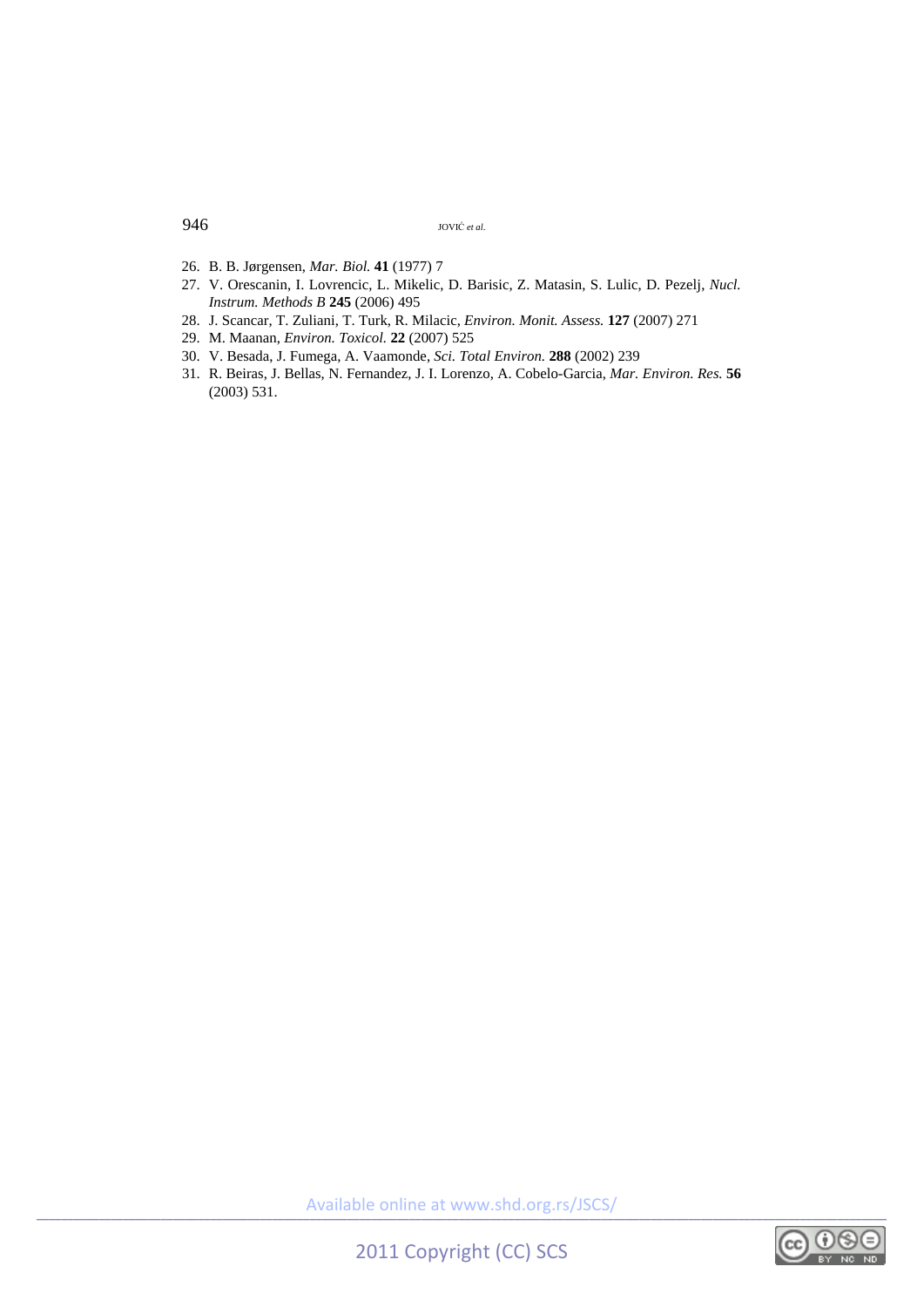26. B. B. Jørgensen, *Mar. Biol.* **41** (1977) 7
27. V. Orescanin, I. Lovrencic, L. Mikelic, D. Barisic, Z. Matasin, S. Lulic, D. Pezelj, *Nucl. Instrum. Methods B* **245** (2006) 495
28. J. Scancar, T. Zuliani, T. Turk, R. Milacic, *Environ. Monit. Assess.* **127** (2007) 271
29. M. Maanan, *Environ. Toxicol.* **22** (2007) 525
30. V. Besada, J. Fumega, A. Vaamonde, *Sci. Total Environ.* **288** (2002) 239
31. R. Beiras, J. Bellas, N. Fernandez, J. I. Lorenzo, A. Cobelo-Garcia, *Mar. Environ. Res.* **56** (2003) 531.